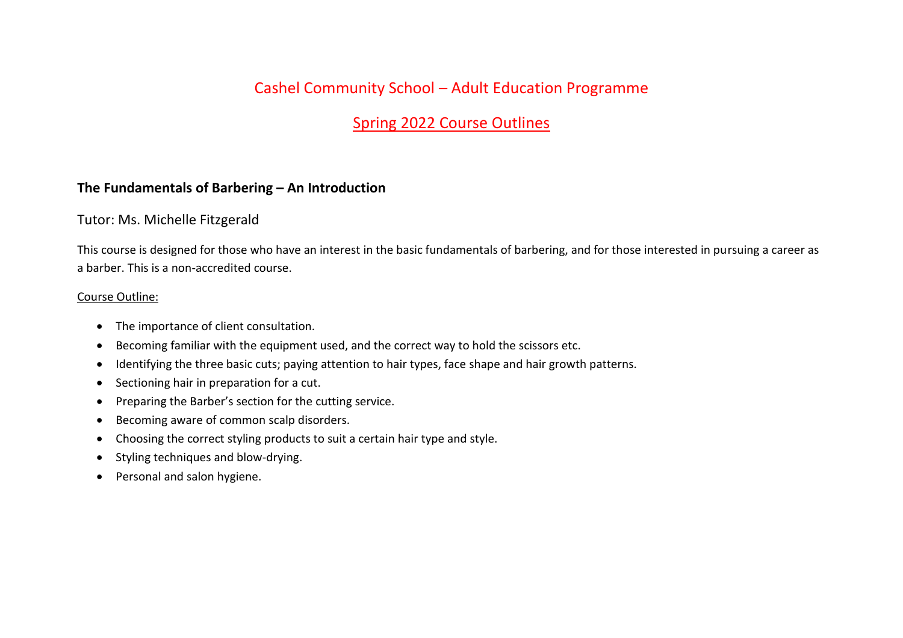# Cashel Community School – Adult Education Programme

## Spring 2022 Course Outlines

### The Fundamentals of Barbering – An Introduction

Tutor: Ms. Michelle Fitzgerald

This course is designed for those who have an interest in the basic fundamentals of barbering, and for those interested in pursuing a career as a barber. This is a non-accredited course.

Course Outline:

- The importance of client consultation.
- Becoming familiar with the equipment used, and the correct way to hold the scissors etc.
- Identifying the three basic cuts; paying attention to hair types, face shape and hair growth patterns.
- Sectioning hair in preparation for a cut.
- Preparing the Barber's section for the cutting service.
- Becoming aware of common scalp disorders.
- Choosing the correct styling products to suit a certain hair type and style.
- Styling techniques and blow-drying.
- Personal and salon hygiene.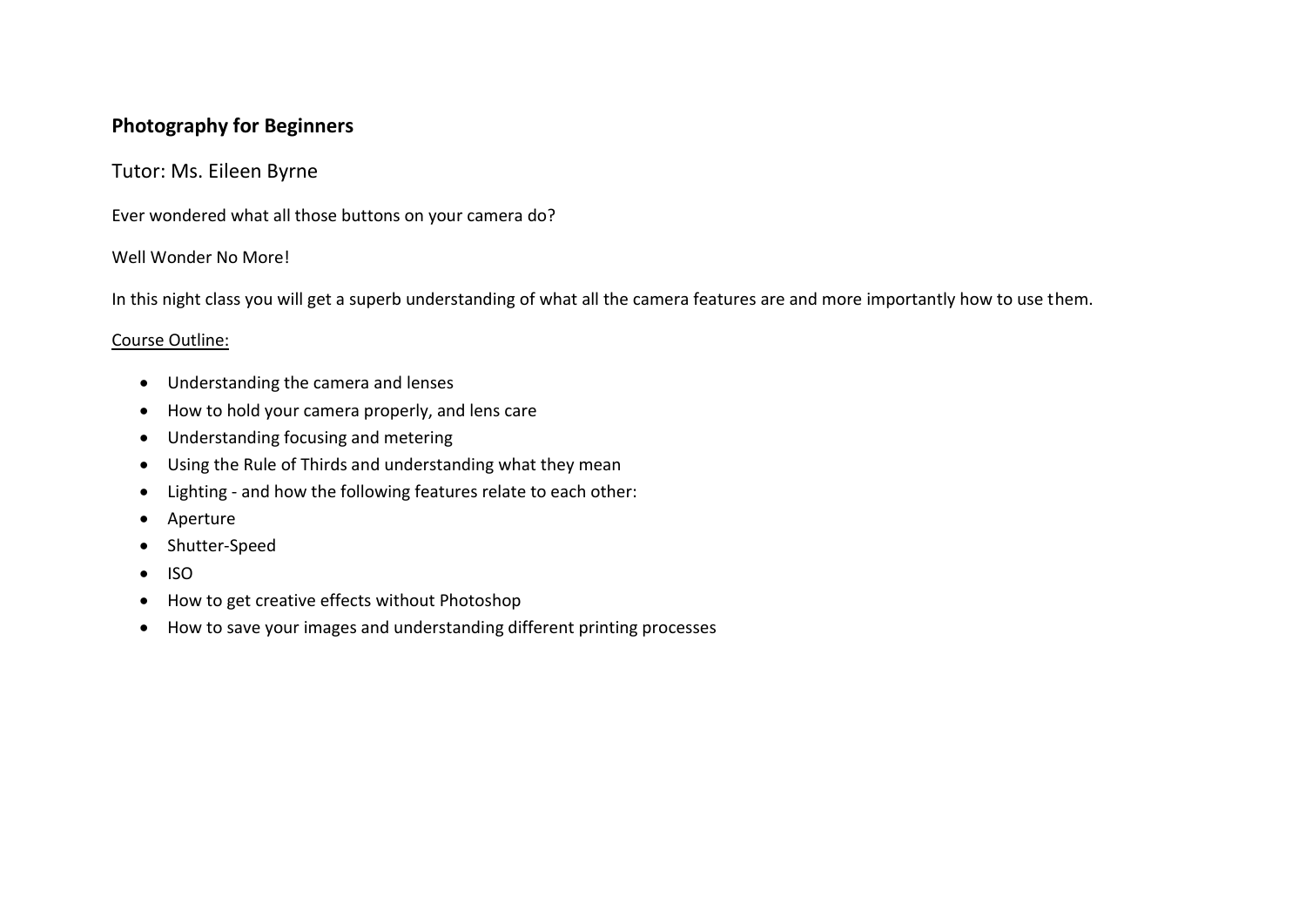**Photography for Beginners**

Tutor: Ms. Eileen Byrne

Ever wondered what all those buttons on your camera do?

Well Wonder No More!

In this night class you will get a superb understanding of what all the camera features are and more importantly how to use them.

<u>Course Outline:</u>

- Understanding the camera and lenses
- How to hold your camera properly, and lens care
- Understanding focusing and metering
- Using the Rule of Thirds and understanding what they mean
- Lighting - and how the following features relate to each other:
- Aperture
- Shutter-Speed
- ISO
- How to get creative effects without Photoshop
- How to save your images and understanding different printing processes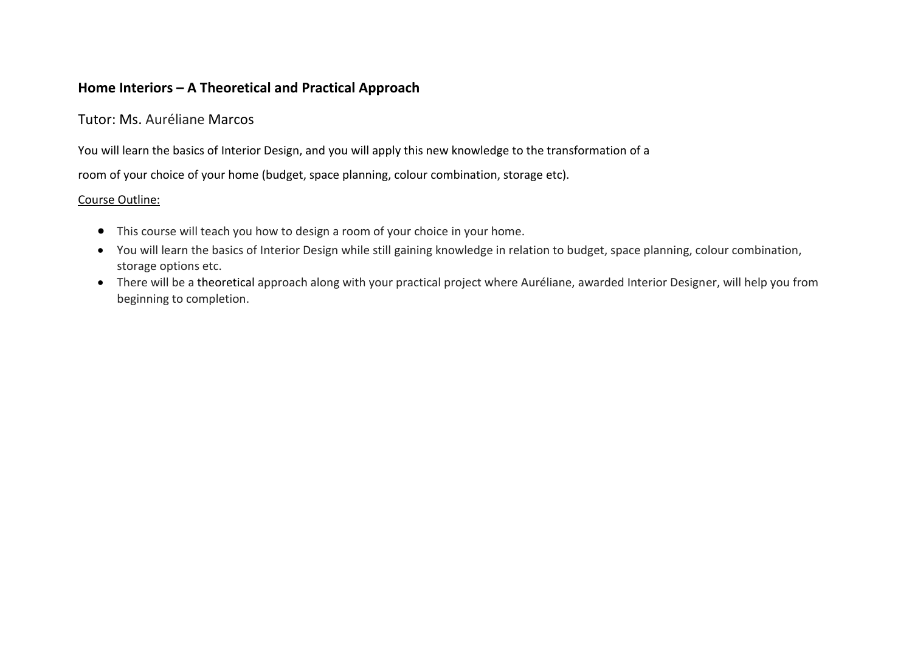**Home Interiors – A Theoretical and Practical Approach**

Tutor: Ms. Auréliane Marcos

You will learn the basics of Interior Design, and you will apply this new knowledge to the transformation of a

room of your choice of your home (budget, space planning, colour combination, storage etc).

<u>Course Outline:</u>

- This course will teach you how to design a room of your choice in your home.
- You will learn the basics of Interior Design while still gaining knowledge in relation to budget, space planning, colour combination, storage options etc.
- There will be a theoretical approach along with your practical project where Auréliane, awarded Interior Designer, will help you from beginning to completion.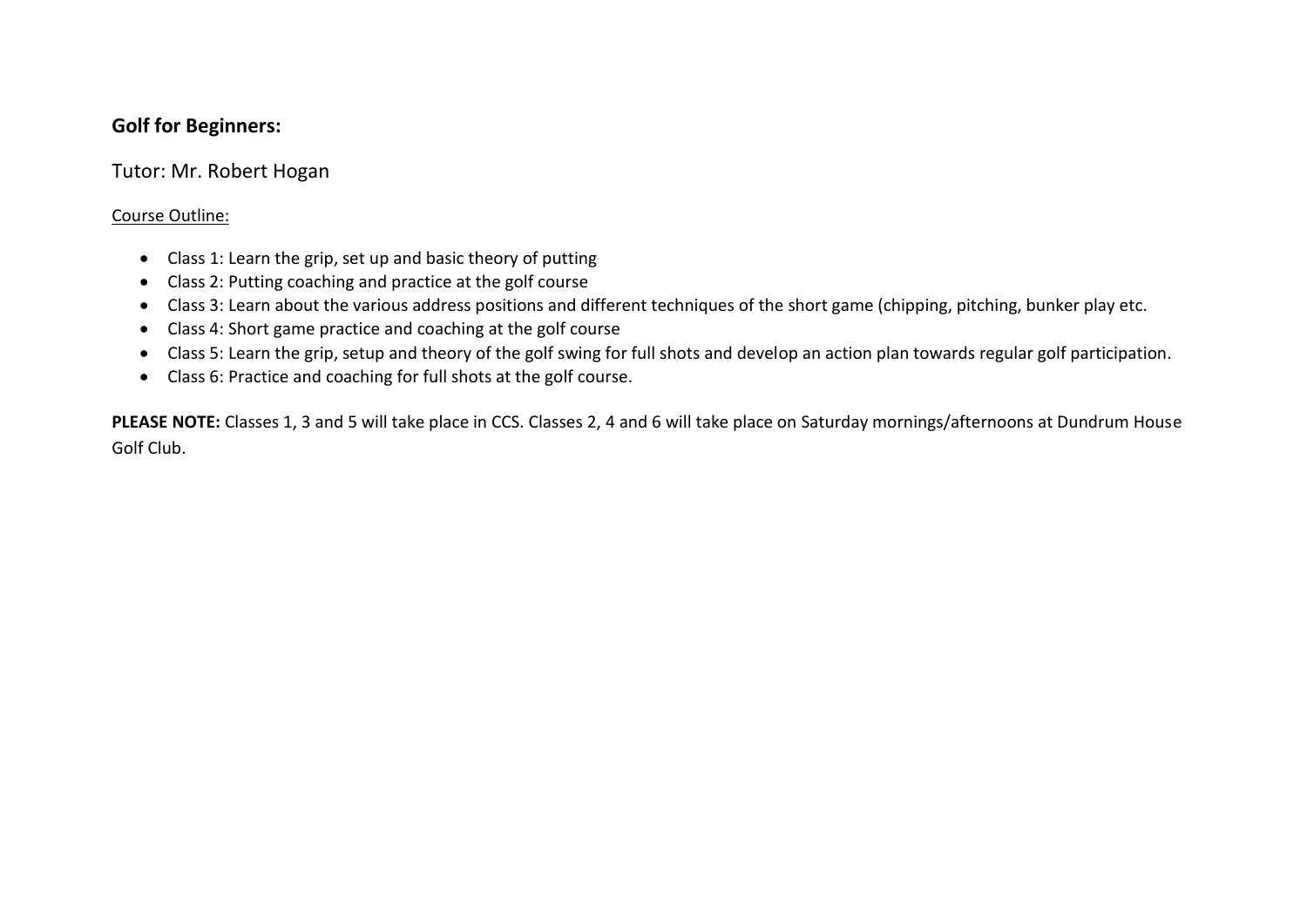**Golf for Beginners:**

Tutor: Mr. Robert Hogan

Course Outline:

- Class 1: Learn the grip, set up and basic theory of putting
- Class 2: Putting coaching and practice at the golf course
- Class 3: Learn about the various address positions and different techniques of the short game (chipping, pitching, bunker play etc.
- Class 4: Short game practice and coaching at the golf course
- Class 5: Learn the grip, setup and theory of the golf swing for full shots and develop an action plan towards regular golf participation.
- Class 6: Practice and coaching for full shots at the golf course.

**PLEASE NOTE:** Classes 1, 3 and 5 will take place in CCS. Classes 2, 4 and 6 will take place on Saturday mornings/afternoons at Dundrum House Golf Club.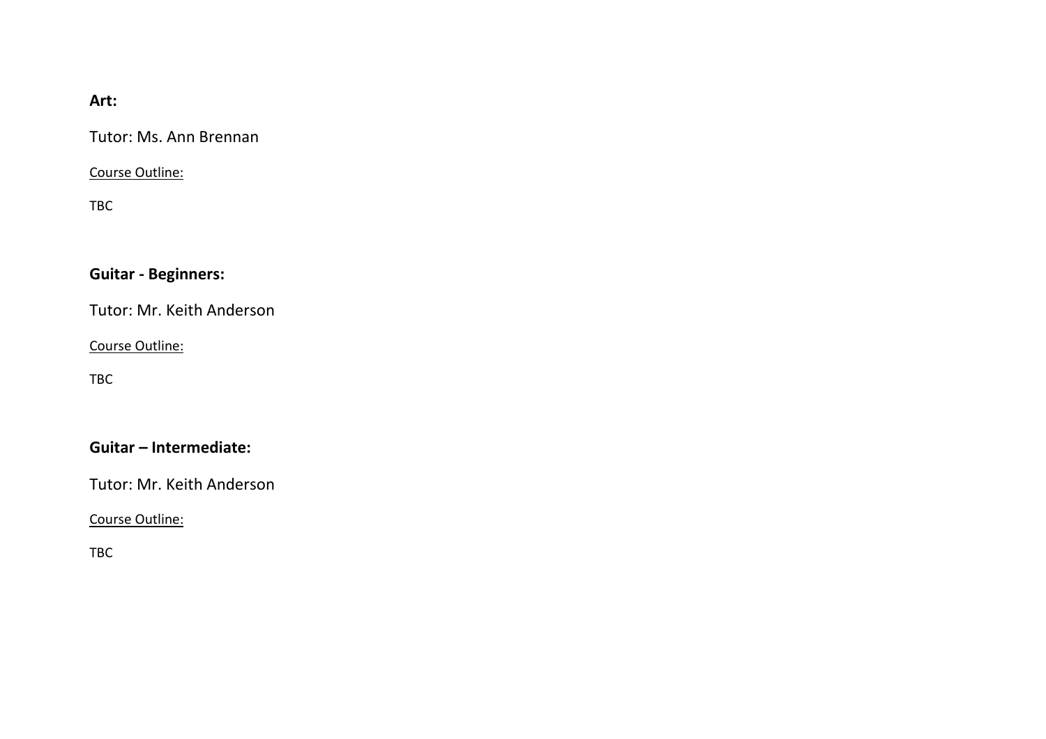**Art:**

Tutor: Ms. Ann Brennan

<u>Course Outline:</u>

TBC

**Guitar - Beginners:**

Tutor: Mr. Keith Anderson

<u>Course Outline:</u>

TBC

**Guitar – Intermediate:**

Tutor: Mr. Keith Anderson

<u>Course Outline:</u>

TBC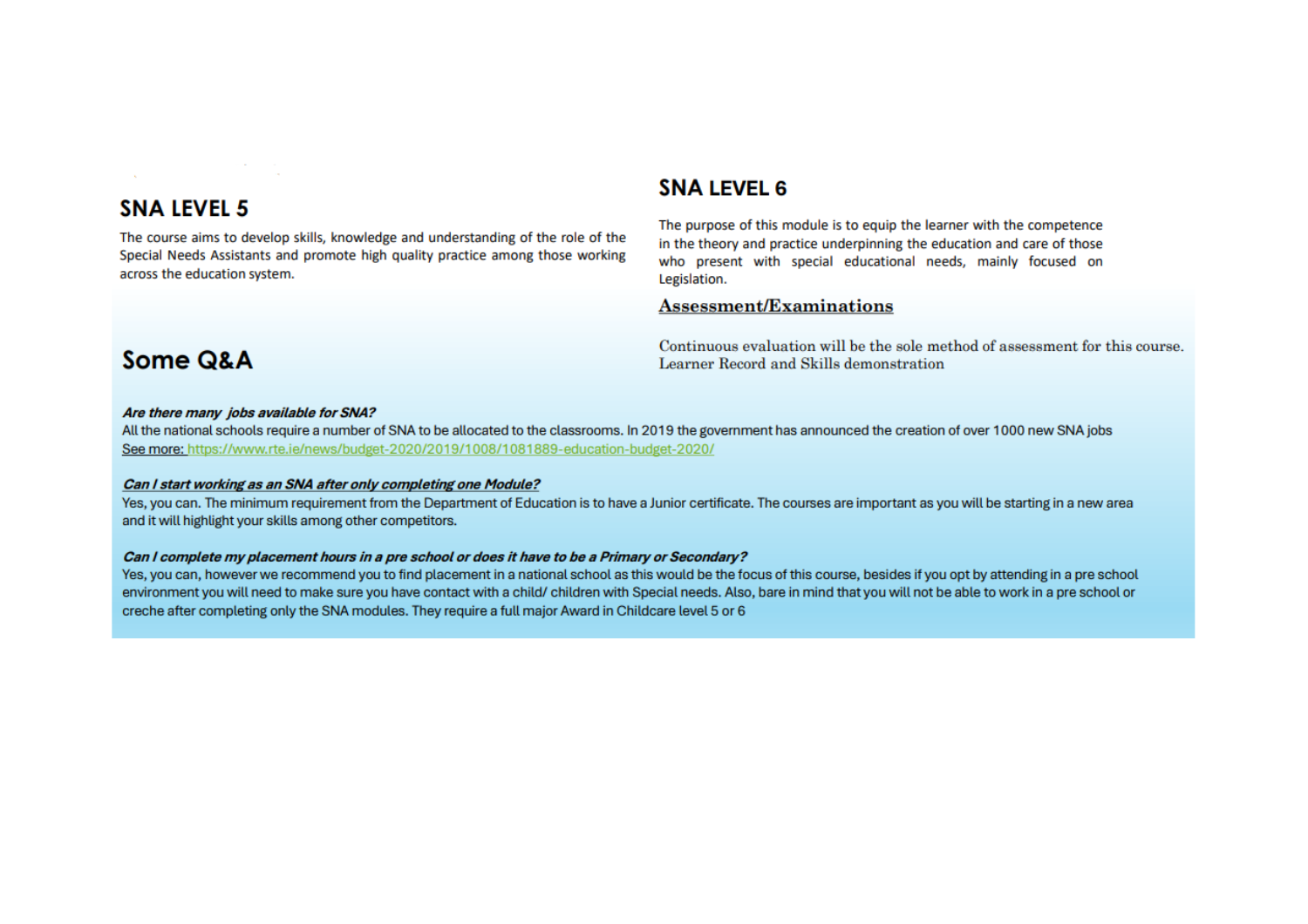## SNA LEVEL 5

The course aims to develop skills, knowledge and understanding of the role of the Special Needs Assistants and promote high quality practice among those working across the education system.

## SNA LEVEL 6

The purpose of this module is to equip the learner with the competence in the theory and practice underpinning the education and care of those who present with special educational needs, mainly focused on Legislation.

### Assessment/Examinations

Continuous evaluation will be the sole method of assessment for this course. Learner Record and Skills demonstration

## Some Q&A

***Are there many jobs available for SNA?***

All the national schools require a number of SNA to be allocated to the classrooms. In 2019 the government has announced the creation of over 1000 new SNA jobs
See more: https://www.rte.ie/news/budget-2020/2019/1008/1081889-education-budget-2020/

***Can I start working as an SNA after only completing one Module?***

Yes, you can. The minimum requirement from the Department of Education is to have a Junior certificate. The courses are important as you will be starting in a new area and it will highlight your skills among other competitors.

***Can I complete my placement hours in a pre school or does it have to be a Primary or Secondary?***

Yes, you can, however we recommend you to find placement in a national school as this would be the focus of this course, besides if you opt by attending in a pre school environment you will need to make sure you have contact with a child/ children with Special needs. Also, bare in mind that you will not be able to work in a pre school or creche after completing only the SNA modules. They require a full major Award in Childcare level 5 or 6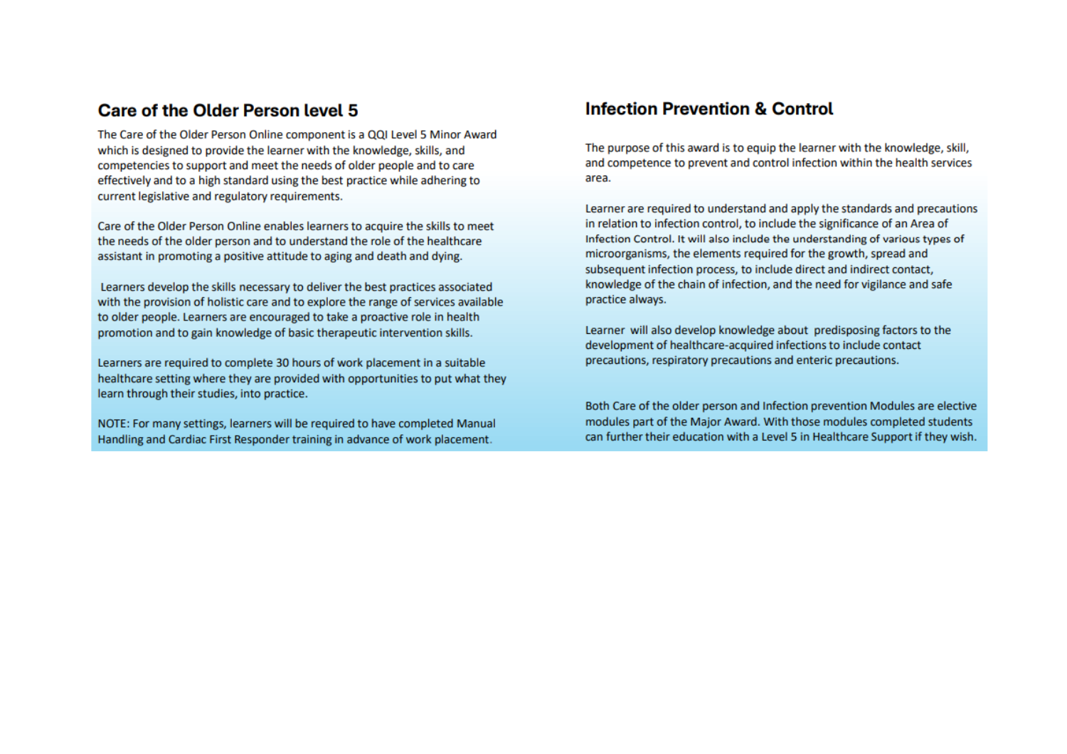## Care of the Older Person level 5

The Care of the Older Person Online component is a QQI Level 5 Minor Award which is designed to provide the learner with the knowledge, skills, and competencies to support and meet the needs of older people and to care effectively and to a high standard using the best practice while adhering to current legislative and regulatory requirements.

Care of the Older Person Online enables learners to acquire the skills to meet the needs of the older person and to understand the role of the healthcare assistant in promoting a positive attitude to aging and death and dying.

Learners develop the skills necessary to deliver the best practices associated with the provision of holistic care and to explore the range of services available to older people. Learners are encouraged to take a proactive role in health promotion and to gain knowledge of basic therapeutic intervention skills.

Learners are required to complete 30 hours of work placement in a suitable healthcare setting where they are provided with opportunities to put what they learn through their studies, into practice.

NOTE: For many settings, learners will be required to have completed Manual Handling and Cardiac First Responder training in advance of work placement.

## Infection Prevention & Control

The purpose of this award is to equip the learner with the knowledge, skill, and competence to prevent and control infection within the health services area.

Learner are required to understand and apply the standards and precautions in relation to infection control, to include the significance of an Area of Infection Control. It will also include the understanding of various types of microorganisms, the elements required for the growth, spread and subsequent infection process, to include direct and indirect contact, knowledge of the chain of infection, and the need for vigilance and safe practice always.

Learner will also develop knowledge about predisposing factors to the development of healthcare-acquired infections to include contact precautions, respiratory precautions and enteric precautions.

Both Care of the older person and Infection prevention Modules are elective modules part of the Major Award. With those modules completed students can further their education with a Level 5 in Healthcare Support if they wish.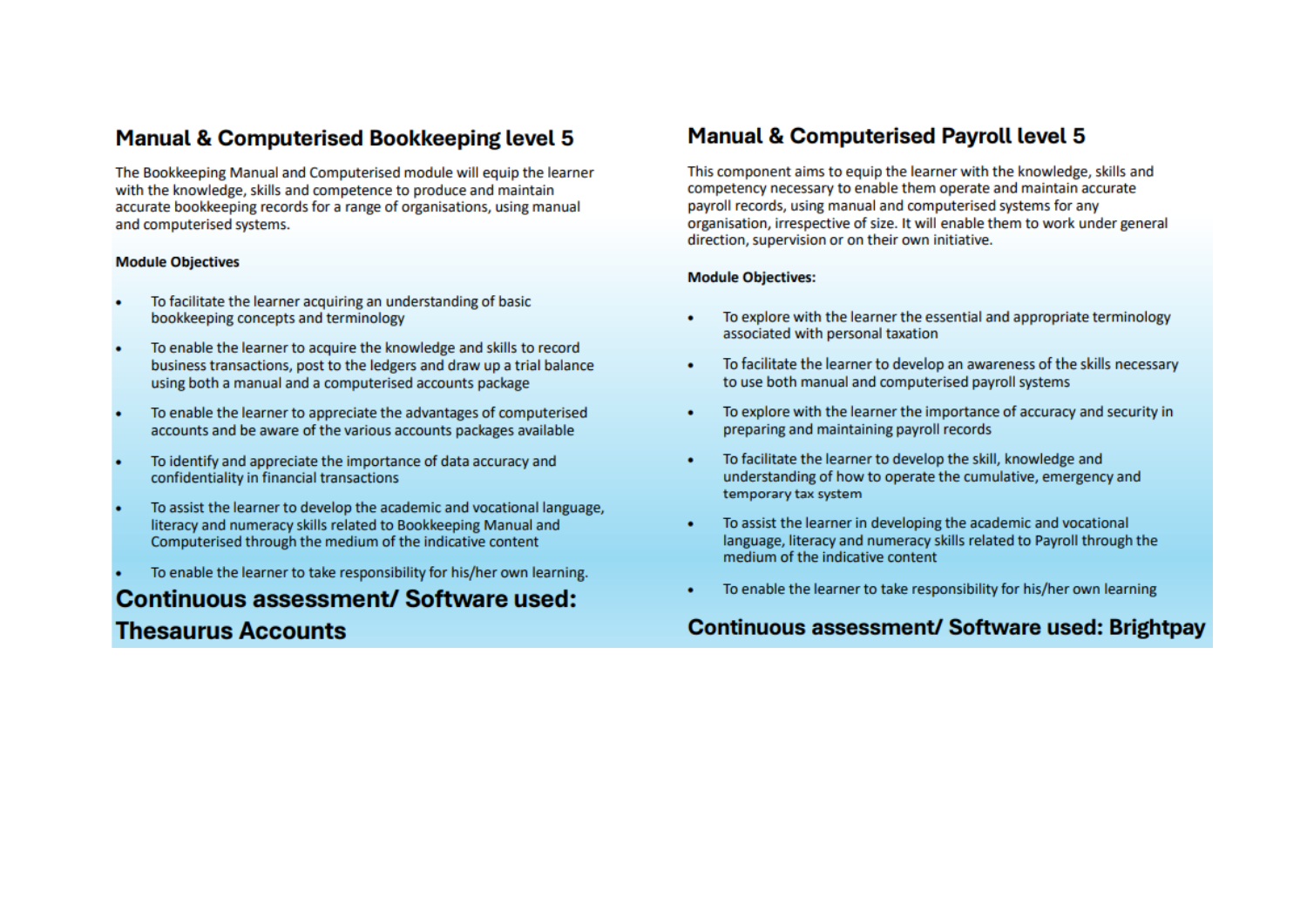## Manual & Computerised Bookkeeping level 5

The Bookkeeping Manual and Computerised module will equip the learner with the knowledge, skills and competence to produce and maintain accurate bookkeeping records for a range of organisations, using manual and computerised systems.

**Module Objectives**

- To facilitate the learner acquiring an understanding of basic bookkeeping concepts and terminology
- To enable the learner to acquire the knowledge and skills to record business transactions, post to the ledgers and draw up a trial balance using both a manual and a computerised accounts package
- To enable the learner to appreciate the advantages of computerised accounts and be aware of the various accounts packages available
- To identify and appreciate the importance of data accuracy and confidentiality in financial transactions
- To assist the learner to develop the academic and vocational language, literacy and numeracy skills related to Bookkeeping Manual and Computerised through the medium of the indicative content
- To enable the learner to take responsibility for his/her own learning.

## Continuous assessment/ Software used: Thesaurus Accounts

## Manual & Computerised Payroll level 5

This component aims to equip the learner with the knowledge, skills and competency necessary to enable them operate and maintain accurate payroll records, using manual and computerised systems for any organisation, irrespective of size. It will enable them to work under general direction, supervision or on their own initiative.

**Module Objectives:**

- To explore with the learner the essential and appropriate terminology associated with personal taxation
- To facilitate the learner to develop an awareness of the skills necessary to use both manual and computerised payroll systems
- To explore with the learner the importance of accuracy and security in preparing and maintaining payroll records
- To facilitate the learner to develop the skill, knowledge and understanding of how to operate the cumulative, emergency and temporary tax system
- To assist the learner in developing the academic and vocational language, literacy and numeracy skills related to Payroll through the medium of the indicative content
- To enable the learner to take responsibility for his/her own learning

## Continuous assessment/ Software used: Brightpay